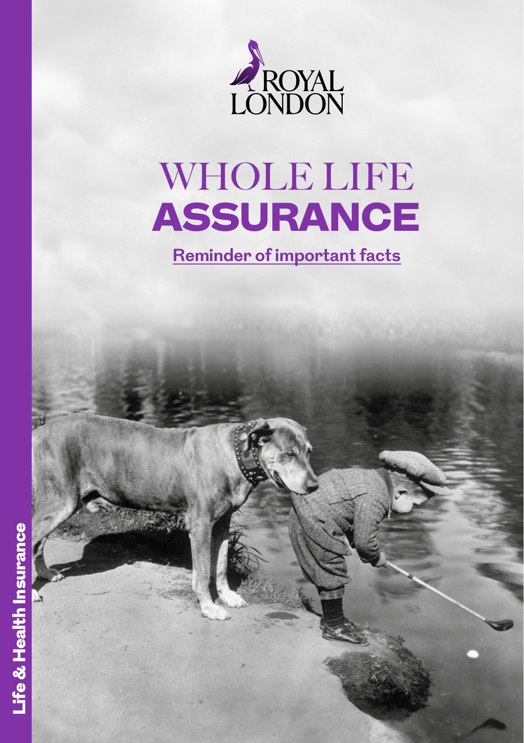ROYAL LONDON

# WHOLE LIFE ASSURANCE

## Reminder of important facts

Life & Health Insurance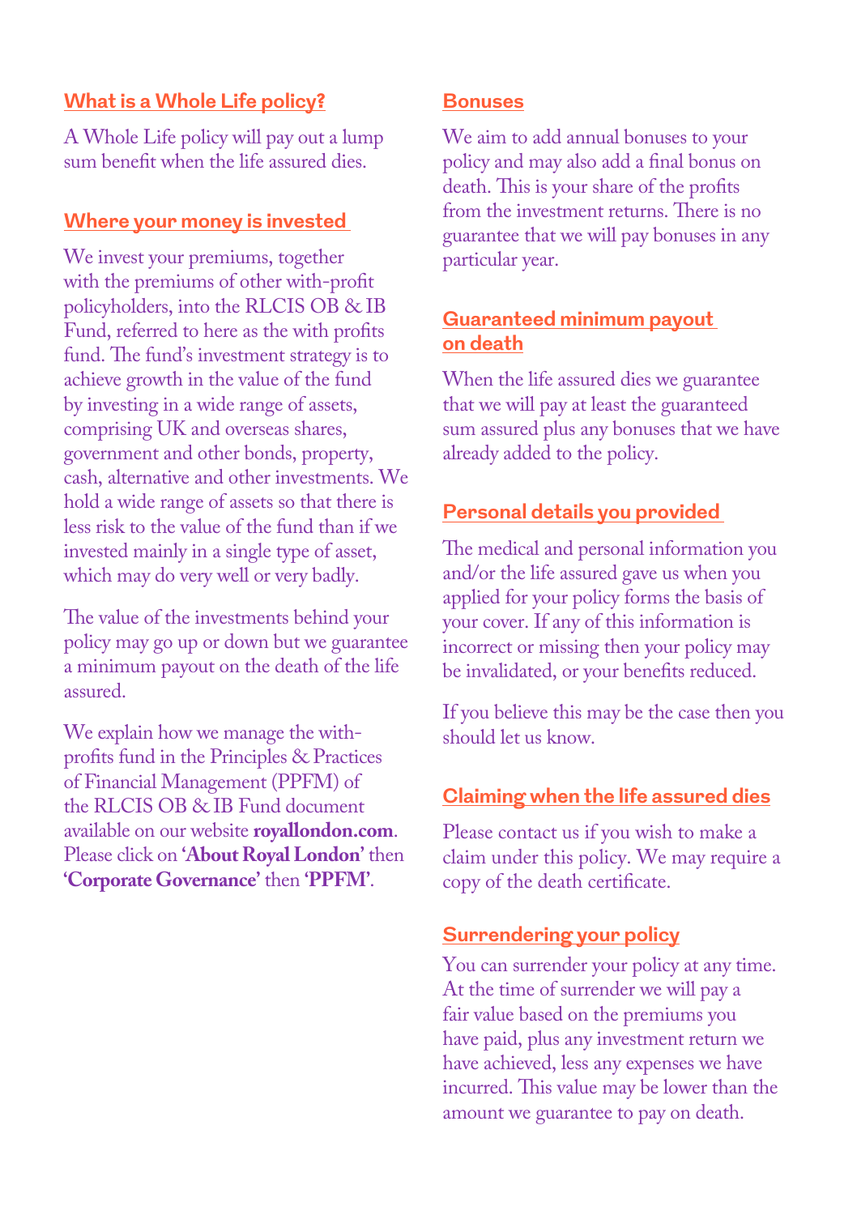## What is a Whole Life policy?

A Whole Life policy will pay out a lump sum benefit when the life assured dies.

## Where your money is invested

We invest your premiums, together with the premiums of other with-profit policyholders, into the RLCIS OB & IB Fund, referred to here as the with profits fund. The fund's investment strategy is to achieve growth in the value of the fund by investing in a wide range of assets, comprising UK and overseas shares, government and other bonds, property, cash, alternative and other investments. We hold a wide range of assets so that there is less risk to the value of the fund than if we invested mainly in a single type of asset, which may do very well or very badly.

The value of the investments behind your policy may go up or down but we guarantee a minimum payout on the death of the life assured.

We explain how we manage the with-profits fund in the Principles & Practices of Financial Management (PPFM) of the RLCIS OB & IB Fund document available on our website **royallondon.com**. Please click on **'About Royal London'** then **'Corporate Governance'** then **'PPFM'**.

## Bonuses

We aim to add annual bonuses to your policy and may also add a final bonus on death. This is your share of the profits from the investment returns. There is no guarantee that we will pay bonuses in any particular year.

## Guaranteed minimum payout on death

When the life assured dies we guarantee that we will pay at least the guaranteed sum assured plus any bonuses that we have already added to the policy.

## Personal details you provided

The medical and personal information you and/or the life assured gave us when you applied for your policy forms the basis of your cover. If any of this information is incorrect or missing then your policy may be invalidated, or your benefits reduced.

If you believe this may be the case then you should let us know.

## Claiming when the life assured dies

Please contact us if you wish to make a claim under this policy. We may require a copy of the death certificate.

## Surrendering your policy

You can surrender your policy at any time. At the time of surrender we will pay a fair value based on the premiums you have paid, plus any investment return we have achieved, less any expenses we have incurred. This value may be lower than the amount we guarantee to pay on death.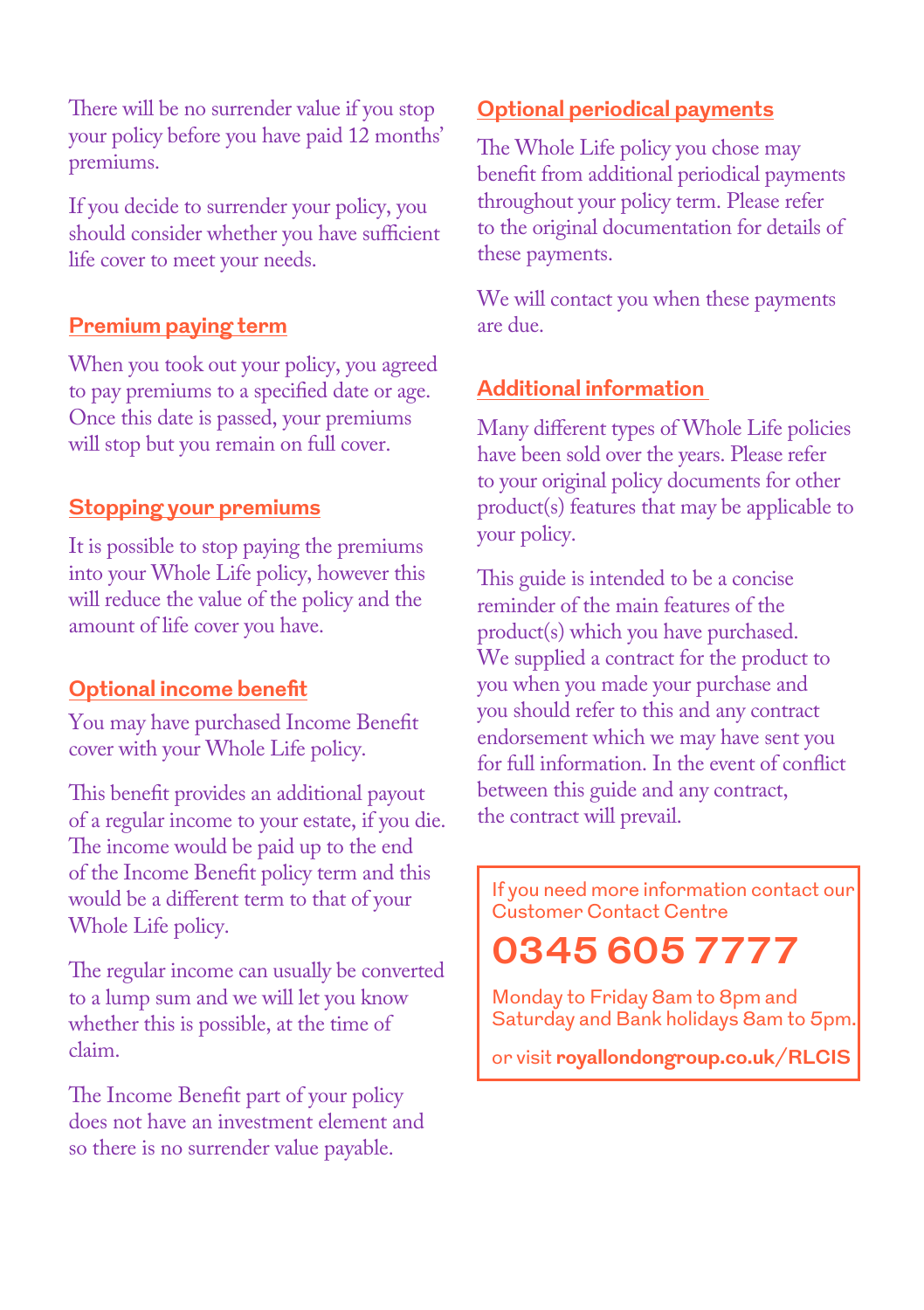There will be no surrender value if you stop your policy before you have paid 12 months' premiums.

If you decide to surrender your policy, you should consider whether you have sufficient life cover to meet your needs.

## Premium paying term

When you took out your policy, you agreed to pay premiums to a specified date or age. Once this date is passed, your premiums will stop but you remain on full cover.

## Stopping your premiums

It is possible to stop paying the premiums into your Whole Life policy, however this will reduce the value of the policy and the amount of life cover you have.

## Optional income benefit

You may have purchased Income Benefit cover with your Whole Life policy.

This benefit provides an additional payout of a regular income to your estate, if you die. The income would be paid up to the end of the Income Benefit policy term and this would be a different term to that of your Whole Life policy.

The regular income can usually be converted to a lump sum and we will let you know whether this is possible, at the time of claim.

The Income Benefit part of your policy does not have an investment element and so there is no surrender value payable.

## Optional periodical payments

The Whole Life policy you chose may benefit from additional periodical payments throughout your policy term. Please refer to the original documentation for details of these payments.

We will contact you when these payments are due.

## Additional information

Many different types of Whole Life policies have been sold over the years. Please refer to your original policy documents for other product(s) features that may be applicable to your policy.

This guide is intended to be a concise reminder of the main features of the product(s) which you have purchased. We supplied a contract for the product to you when you made your purchase and you should refer to this and any contract endorsement which we may have sent you for full information. In the event of conflict between this guide and any contract, the contract will prevail.

If you need more information contact our Customer Contact Centre

**0345 605 7777**

Monday to Friday 8am to 8pm and Saturday and Bank holidays 8am to 5pm.

or visit **royallondongroup.co.uk/RLCIS**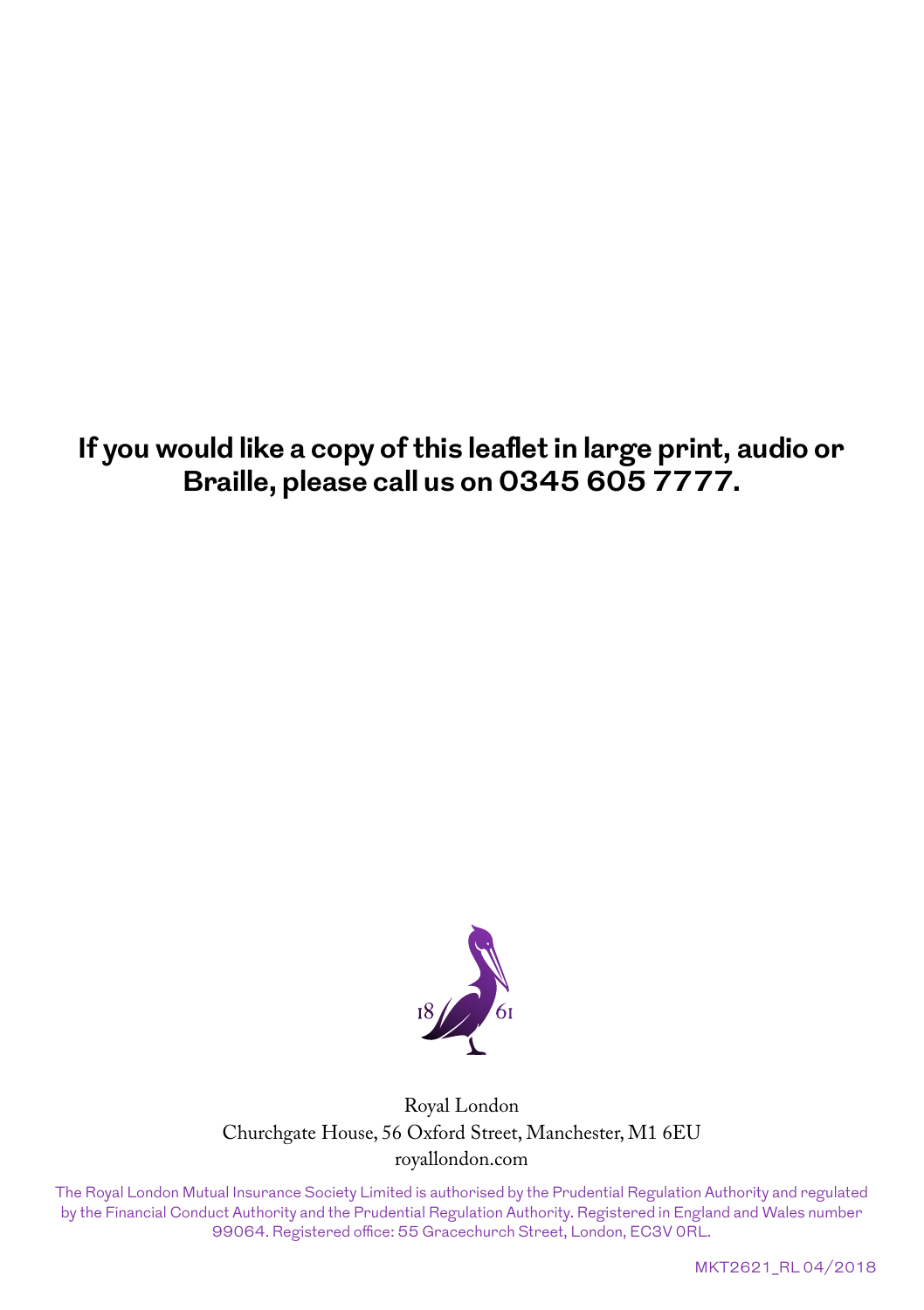**If you would like a copy of this leaflet in large print, audio or Braille, please call us on 0345 605 7777.**

18 61

Royal London
Churchgate House, 56 Oxford Street, Manchester, M1 6EU
royallondon.com

The Royal London Mutual Insurance Society Limited is authorised by the Prudential Regulation Authority and regulated by the Financial Conduct Authority and the Prudential Regulation Authority. Registered in England and Wales number 99064. Registered office: 55 Gracechurch Street, London, EC3V 0RL.

MKT2621_RL 04/2018